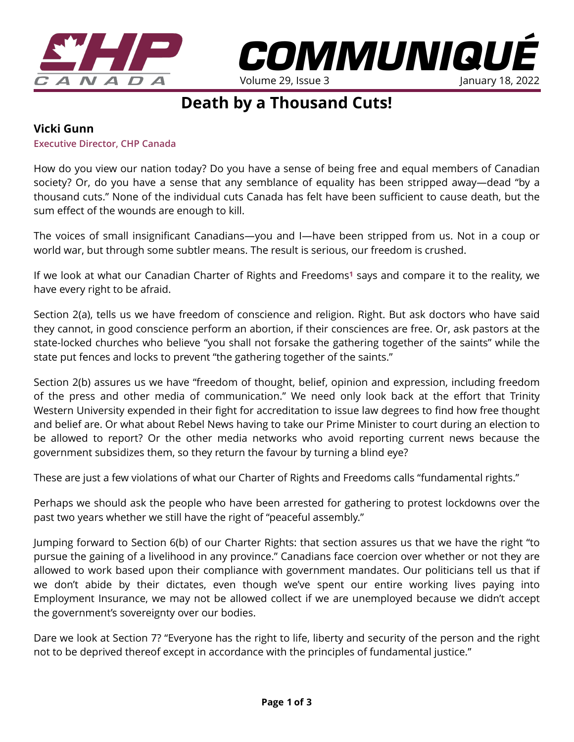# Death by a Thousand Cuts!

**Vicki Gunn**
**Executive Director, CHP Canada**

How do you view our nation today? Do you have a sense of being free and equal members of Canadian society? Or, do you have a sense that any semblance of equality has been stripped away—dead "by a thousand cuts." None of the individual cuts Canada has felt have been sufficient to cause death, but the sum effect of the wounds are enough to kill.

The voices of small insignificant Canadians—you and I—have been stripped from us. Not in a coup or world war, but through some subtler means. The result is serious, our freedom is crushed.

If we look at what our Canadian Charter of Rights and Freedoms[1] says and compare it to the reality, we have every right to be afraid.

Section 2(a), tells us we have freedom of conscience and religion. Right. But ask doctors who have said they cannot, in good conscience perform an abortion, if their consciences are free. Or, ask pastors at the state-locked churches who believe "you shall not forsake the gathering together of the saints" while the state put fences and locks to prevent "the gathering together of the saints."

Section 2(b) assures us we have "freedom of thought, belief, opinion and expression, including freedom of the press and other media of communication." We need only look back at the effort that Trinity Western University expended in their fight for accreditation to issue law degrees to find how free thought and belief are. Or what about Rebel News having to take our Prime Minister to court during an election to be allowed to report? Or the other media networks who avoid reporting current news because the government subsidizes them, so they return the favour by turning a blind eye?

These are just a few violations of what our Charter of Rights and Freedoms calls "fundamental rights."

Perhaps we should ask the people who have been arrested for gathering to protest lockdowns over the past two years whether we still have the right of "peaceful assembly."

Jumping forward to Section 6(b) of our Charter Rights: that section assures us that we have the right "to pursue the gaining of a livelihood in any province." Canadians face coercion over whether or not they are allowed to work based upon their compliance with government mandates. Our politicians tell us that if we don't abide by their dictates, even though we've spent our entire working lives paying into Employment Insurance, we may not be allowed collect if we are unemployed because we didn't accept the government's sovereignty over our bodies.

Dare we look at Section 7? "Everyone has the right to life, liberty and security of the person and the right not to be deprived thereof except in accordance with the principles of fundamental justice."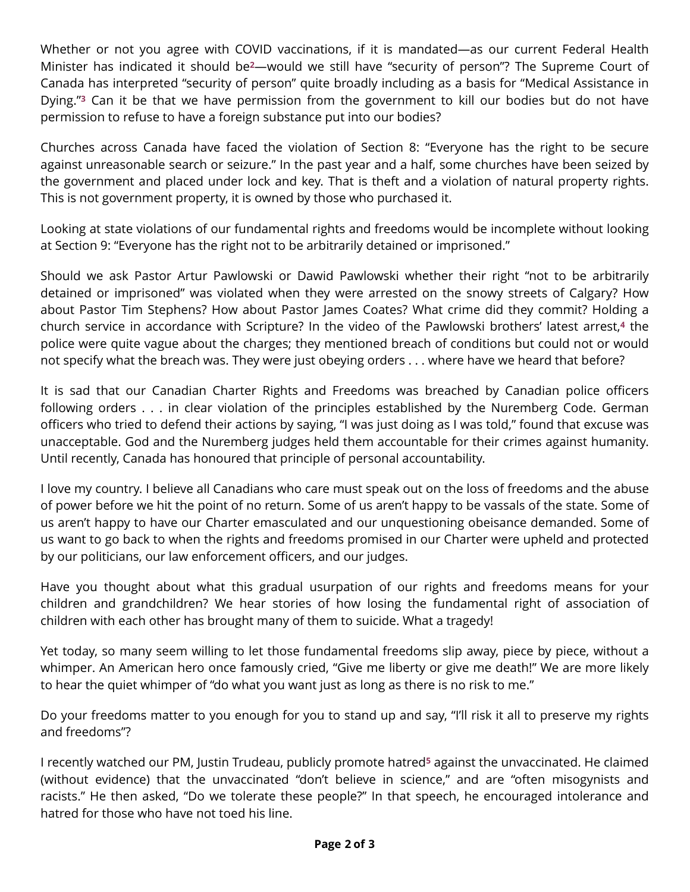Whether or not you agree with COVID vaccinations, if it is mandated—as our current Federal Health Minister has indicated it should be[2]—would we still have "security of person"? The Supreme Court of Canada has interpreted "security of person" quite broadly including as a basis for "Medical Assistance in Dying."[3] Can it be that we have permission from the government to kill our bodies but do not have permission to refuse to have a foreign substance put into our bodies?

Churches across Canada have faced the violation of Section 8: "Everyone has the right to be secure against unreasonable search or seizure." In the past year and a half, some churches have been seized by the government and placed under lock and key. That is theft and a violation of natural property rights. This is not government property, it is owned by those who purchased it.

Looking at state violations of our fundamental rights and freedoms would be incomplete without looking at Section 9: "Everyone has the right not to be arbitrarily detained or imprisoned."

Should we ask Pastor Artur Pawlowski or Dawid Pawlowski whether their right "not to be arbitrarily detained or imprisoned" was violated when they were arrested on the snowy streets of Calgary? How about Pastor Tim Stephens? How about Pastor James Coates? What crime did they commit? Holding a church service in accordance with Scripture? In the video of the Pawlowski brothers' latest arrest,[4] the police were quite vague about the charges; they mentioned breach of conditions but could not or would not specify what the breach was. They were just obeying orders . . . where have we heard that before?

It is sad that our Canadian Charter Rights and Freedoms was breached by Canadian police officers following orders . . . in clear violation of the principles established by the Nuremberg Code. German officers who tried to defend their actions by saying, "I was just doing as I was told," found that excuse was unacceptable. God and the Nuremberg judges held them accountable for their crimes against humanity. Until recently, Canada has honoured that principle of personal accountability.

I love my country. I believe all Canadians who care must speak out on the loss of freedoms and the abuse of power before we hit the point of no return. Some of us aren't happy to be vassals of the state. Some of us aren't happy to have our Charter emasculated and our unquestioning obeisance demanded. Some of us want to go back to when the rights and freedoms promised in our Charter were upheld and protected by our politicians, our law enforcement officers, and our judges.

Have you thought about what this gradual usurpation of our rights and freedoms means for your children and grandchildren? We hear stories of how losing the fundamental right of association of children with each other has brought many of them to suicide. What a tragedy!

Yet today, so many seem willing to let those fundamental freedoms slip away, piece by piece, without a whimper. An American hero once famously cried, "Give me liberty or give me death!" We are more likely to hear the quiet whimper of "do what you want just as long as there is no risk to me."

Do your freedoms matter to you enough for you to stand up and say, "I'll risk it all to preserve my rights and freedoms"?

I recently watched our PM, Justin Trudeau, publicly promote hatred[5] against the unvaccinated. He claimed (without evidence) that the unvaccinated "don't believe in science," and are "often misogynists and racists." He then asked, "Do we tolerate these people?" In that speech, he encouraged intolerance and hatred for those who have not toed his line.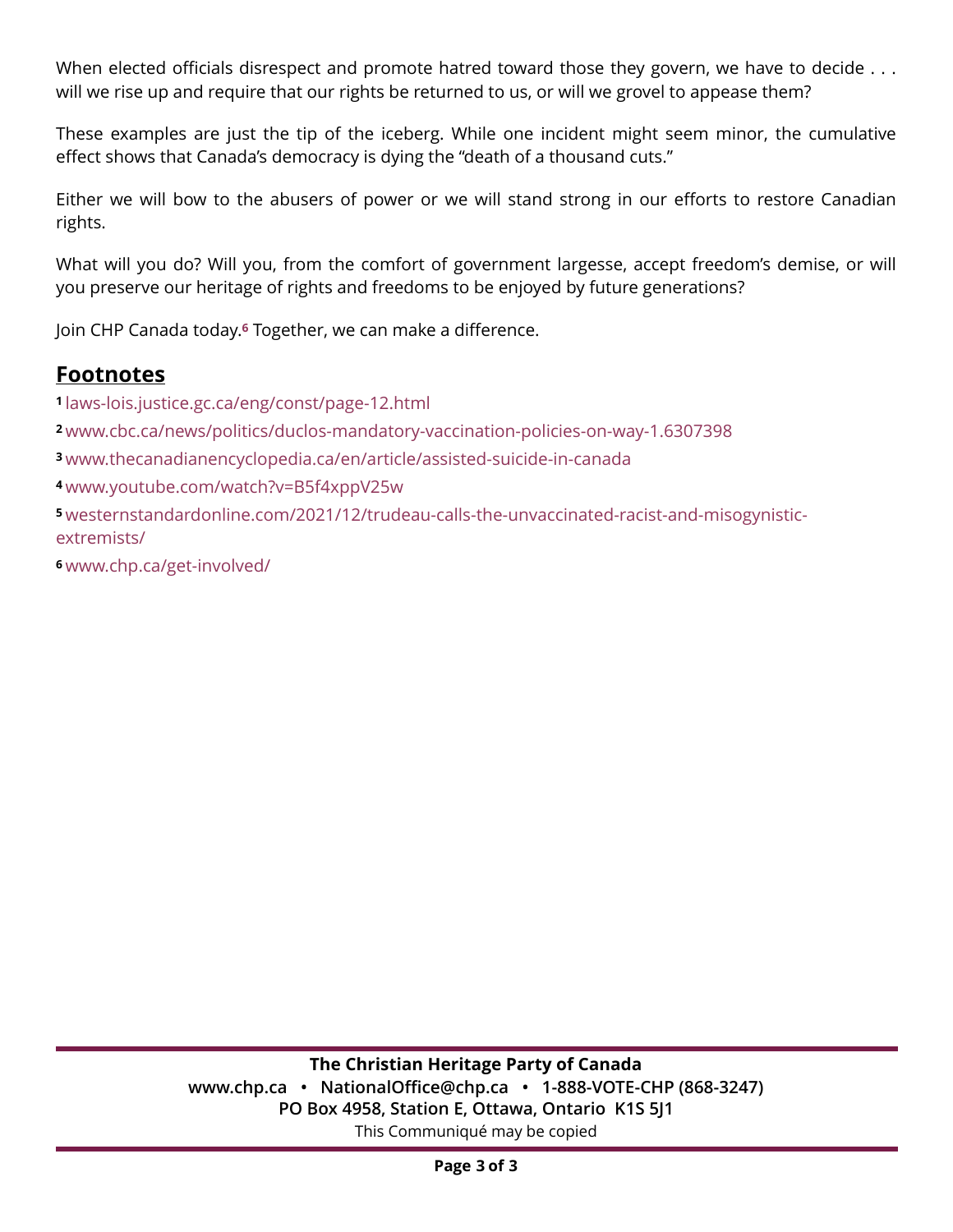When elected officials disrespect and promote hatred toward those they govern, we have to decide . . . will we rise up and require that our rights be returned to us, or will we grovel to appease them?

These examples are just the tip of the iceberg. While one incident might seem minor, the cumulative effect shows that Canada's democracy is dying the "death of a thousand cuts."

Either we will bow to the abusers of power or we will stand strong in our efforts to restore Canadian rights.

What will you do? Will you, from the comfort of government largesse, accept freedom's demise, or will you preserve our heritage of rights and freedoms to be enjoyed by future generations?

Join CHP Canada today.[6] Together, we can make a difference.

## Footnotes

[1] laws-lois.justice.gc.ca/eng/const/page-12.html

[2] www.cbc.ca/news/politics/duclos-mandatory-vaccination-policies-on-way-1.6307398

[3] www.thecanadianencyclopedia.ca/en/article/assisted-suicide-in-canada

[4] www.youtube.com/watch?v=B5f4xppV25w

[5] westernstandardonline.com/2021/12/trudeau-calls-the-unvaccinated-racist-and-misogynistic-extremists/

[6] www.chp.ca/get-involved/

**The Christian Heritage Party of Canada**
**www.chp.ca • NationalOffice@chp.ca • 1-888-VOTE-CHP (868-3247)**
**PO Box 4958, Station E, Ottawa, Ontario K1S 5J1**
This Communiqué may be copied